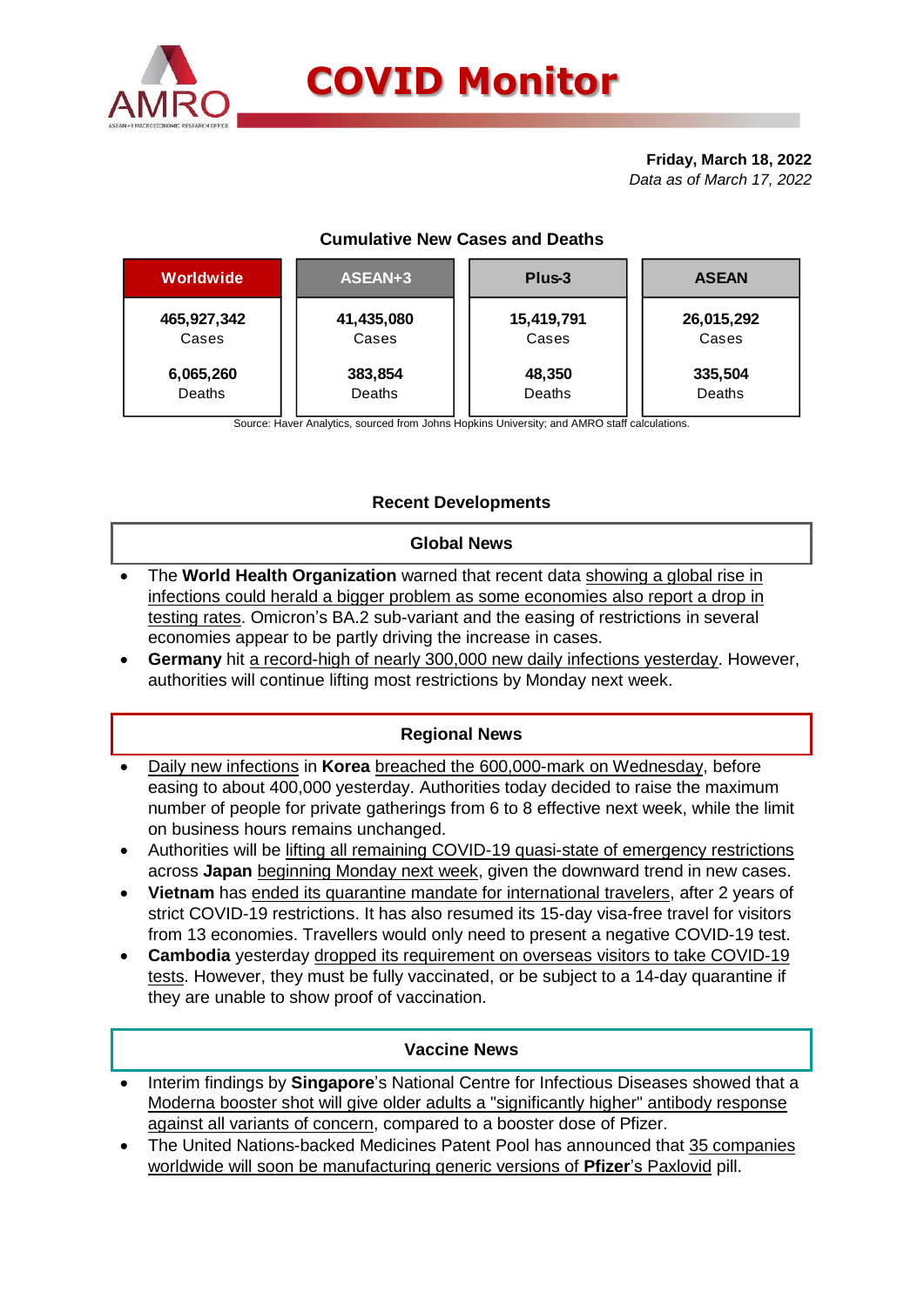# COVID Monitor

**Friday, March 18, 2022**
*Data as of March 17, 2022*

### Cumulative New Cases and Deaths

| Worldwide | ASEAN+3 | Plus-3 | ASEAN |
|---|---|---|---|
| **465,927,342** Cases | **41,435,080** Cases | **15,419,791** Cases | **26,015,292** Cases |
| **6,065,260** Deaths | **383,854** Deaths | **48,350** Deaths | **335,504** Deaths |

Source: Haver Analytics, sourced from Johns Hopkins University; and AMRO staff calculations.

## Recent Developments

### Global News

- The **World Health Organization** warned that recent data showing a global rise in infections could herald a bigger problem as some economies also report a drop in testing rates. Omicron's BA.2 sub-variant and the easing of restrictions in several economies appear to be partly driving the increase in cases.
- **Germany** hit a record-high of nearly 300,000 new daily infections yesterday. However, authorities will continue lifting most restrictions by Monday next week.

### Regional News

- Daily new infections in **Korea** breached the 600,000-mark on Wednesday, before easing to about 400,000 yesterday. Authorities today decided to raise the maximum number of people for private gatherings from 6 to 8 effective next week, while the limit on business hours remains unchanged.
- Authorities will be lifting all remaining COVID-19 quasi-state of emergency restrictions across **Japan** beginning Monday next week, given the downward trend in new cases.
- **Vietnam** has ended its quarantine mandate for international travelers, after 2 years of strict COVID-19 restrictions. It has also resumed its 15-day visa-free travel for visitors from 13 economies. Travellers would only need to present a negative COVID-19 test.
- **Cambodia** yesterday dropped its requirement on overseas visitors to take COVID-19 tests. However, they must be fully vaccinated, or be subject to a 14-day quarantine if they are unable to show proof of vaccination.

### Vaccine News

- Interim findings by **Singapore**'s National Centre for Infectious Diseases showed that a Moderna booster shot will give older adults a "significantly higher" antibody response against all variants of concern, compared to a booster dose of Pfizer.
- The United Nations-backed Medicines Patent Pool has announced that 35 companies worldwide will soon be manufacturing generic versions of **Pfizer**'s Paxlovid pill.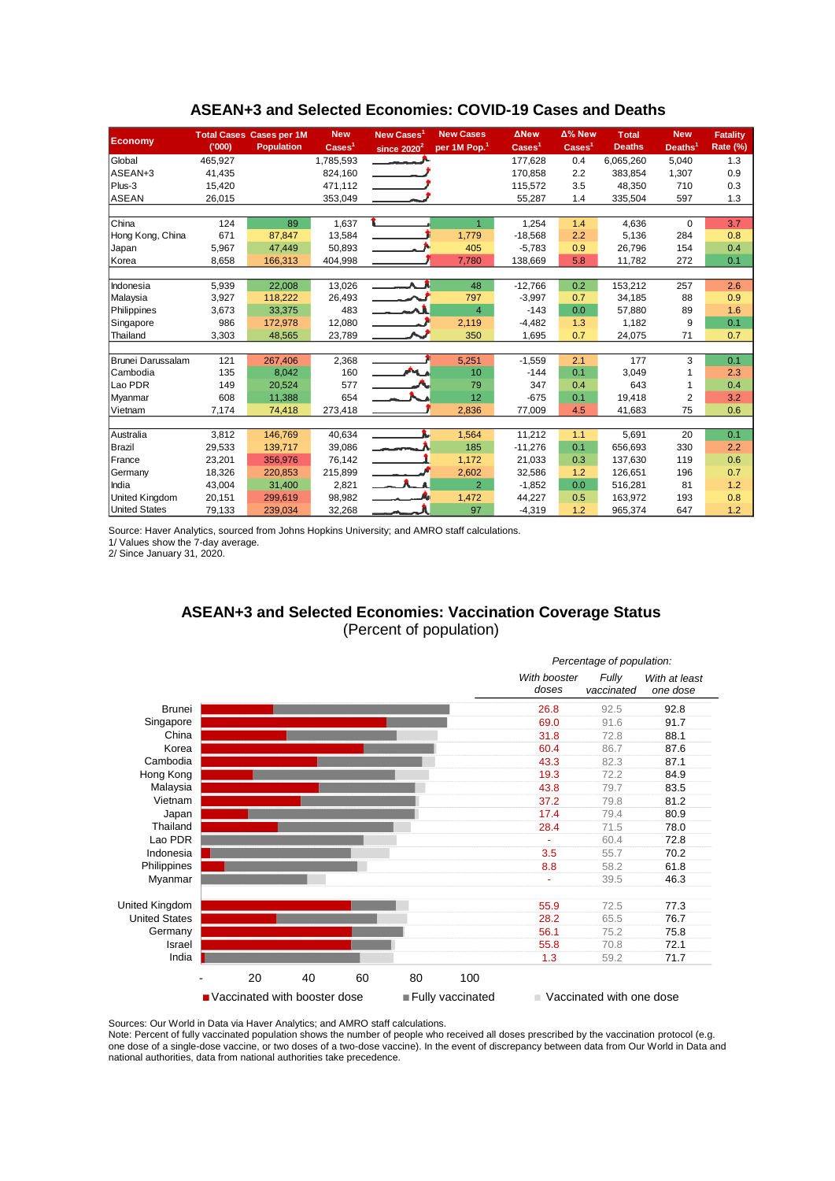## ASEAN+3 and Selected Economies: COVID-19 Cases and Deaths

| Economy | Total Cases ('000) | Cases per 1M Population | New Cases[1] | New Cases[1] since 2020[2] | New Cases per 1M Pop.[1] | ΔNew Cases[1] | Δ% New Cases[1] | Total Deaths | New Deaths[1] | Fatality Rate (%) |
|---|---|---|---|---|---|---|---|---|---|---|
| Global | 465,927 | | 1,785,593 | | | 177,628 | 0.4 | 6,065,260 | 5,040 | 1.3 |
| ASEAN+3 | 41,435 | | 824,160 | | | 170,858 | 2.2 | 383,854 | 1,307 | 0.9 |
| Plus-3 | 15,420 | | 471,112 | | | 115,572 | 3.5 | 48,350 | 710 | 0.3 |
| ASEAN | 26,015 | | 353,049 | | | 55,287 | 1.4 | 335,504 | 597 | 1.3 |
| | | | | | | | | | | |
| China | 124 | 89 | 1,637 | | 1 | 1,254 | 1.4 | 4,636 | 0 | 3.7 |
| Hong Kong, China | 671 | 87,847 | 13,584 | | 1,779 | -18,568 | 2.2 | 5,136 | 284 | 0.8 |
| Japan | 5,967 | 47,449 | 50,893 | | 405 | -5,783 | 0.9 | 26,796 | 154 | 0.4 |
| Korea | 8,658 | 166,313 | 404,998 | | 7,780 | 138,669 | 5.8 | 11,782 | 272 | 0.1 |
| | | | | | | | | | | |
| Indonesia | 5,939 | 22,008 | 13,026 | | 48 | -12,766 | 0.2 | 153,212 | 257 | 2.6 |
| Malaysia | 3,927 | 118,222 | 26,493 | | 797 | -3,997 | 0.7 | 34,185 | 88 | 0.9 |
| Philippines | 3,673 | 33,375 | 483 | | 4 | -143 | 0.0 | 57,880 | 89 | 1.6 |
| Singapore | 986 | 172,978 | 12,080 | | 2,119 | -4,482 | 1.3 | 1,182 | 9 | 0.1 |
| Thailand | 3,303 | 48,565 | 23,789 | | 350 | 1,695 | 0.7 | 24,075 | 71 | 0.7 |
| | | | | | | | | | | |
| Brunei Darussalam | 121 | 267,406 | 2,368 | | 5,251 | -1,559 | 2.1 | 177 | 3 | 0.1 |
| Cambodia | 135 | 8,042 | 160 | | 10 | -144 | 0.1 | 3,049 | 1 | 2.3 |
| Lao PDR | 149 | 20,524 | 577 | | 79 | 347 | 0.4 | 643 | 1 | 0.4 |
| Myanmar | 608 | 11,388 | 654 | | 12 | -675 | 0.1 | 19,418 | 2 | 3.2 |
| Vietnam | 7,174 | 74,418 | 273,418 | | 2,836 | 77,009 | 4.5 | 41,683 | 75 | 0.6 |
| | | | | | | | | | | |
| Australia | 3,812 | 146,769 | 40,634 | | 1,564 | 11,212 | 1.1 | 5,691 | 20 | 0.1 |
| Brazil | 29,533 | 139,717 | 39,086 | | 185 | -11,276 | 0.1 | 656,693 | 330 | 2.2 |
| France | 23,201 | 356,976 | 76,142 | | 1,172 | 21,033 | 0.3 | 137,630 | 119 | 0.6 |
| Germany | 18,326 | 220,853 | 215,899 | | 2,602 | 32,586 | 1.2 | 126,651 | 196 | 0.7 |
| India | 43,004 | 31,400 | 2,821 | | 2 | -1,852 | 0.0 | 516,281 | 81 | 1.2 |
| United Kingdom | 20,151 | 299,619 | 98,982 | | 1,472 | 44,227 | 0.5 | 163,972 | 193 | 0.8 |
| United States | 79,133 | 239,034 | 32,268 | | 97 | -4,319 | 1.2 | 965,374 | 647 | 1.2 |

Source: Haver Analytics, sourced from Johns Hopkins University; and AMRO staff calculations.
1/ Values show the 7-day average.
2/ Since January 31, 2020.

## ASEAN+3 and Selected Economies: Vaccination Coverage Status

(Percent of population)

*Percentage of population:*

| Economy | With booster doses | Fully vaccinated | With at least one dose |
|---|---|---|---|
| Brunei | 26.8 | 92.5 | 92.8 |
| Singapore | 69.0 | 91.6 | 91.7 |
| China | 31.8 | 72.8 | 88.1 |
| Korea | 60.4 | 86.7 | 87.6 |
| Cambodia | 43.3 | 82.3 | 87.1 |
| Hong Kong | 19.3 | 72.2 | 84.9 |
| Malaysia | 43.8 | 79.7 | 83.5 |
| Vietnam | 37.2 | 79.8 | 81.2 |
| Japan | 17.4 | 79.4 | 80.9 |
| Thailand | 28.4 | 71.5 | 78.0 |
| Lao PDR | - | 60.4 | 72.8 |
| Indonesia | 3.5 | 55.7 | 70.2 |
| Philippines | 8.8 | 58.2 | 61.8 |
| Myanmar | - | 39.5 | 46.3 |
| | | | |
| United Kingdom | 55.9 | 72.5 | 77.3 |
| United States | 28.2 | 65.5 | 76.7 |
| Germany | 56.1 | 75.2 | 75.8 |
| Israel | 55.8 | 70.8 | 72.1 |
| India | 1.3 | 59.2 | 71.7 |

Legend: Vaccinated with booster dose; Fully vaccinated; Vaccinated with one dose

Sources: Our World in Data via Haver Analytics; and AMRO staff calculations.
Note: Percent of fully vaccinated population shows the number of people who received all doses prescribed by the vaccination protocol (e.g. one dose of a single-dose vaccine, or two doses of a two-dose vaccine). In the event of discrepancy between data from Our World in Data and national authorities, data from national authorities take precedence.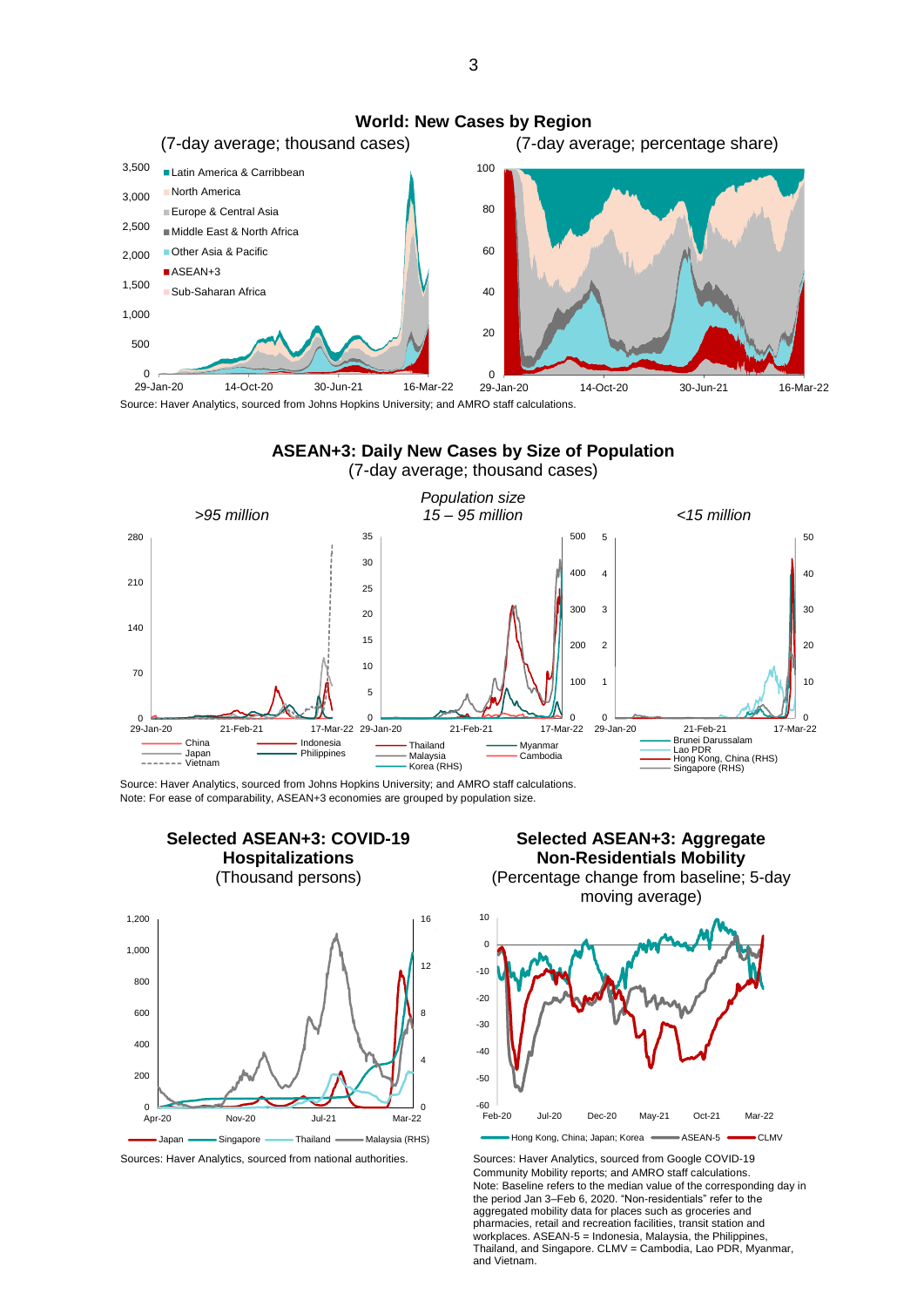## World: New Cases by Region

(7-day average; thousand cases)

3,500
3,000
2,500
2,000
1,500
1,000
500
0

Latin America & Carribbean
North America
Europe & Central Asia
Middle East & North Africa
Other Asia & Pacific
ASEAN+3
Sub-Saharan Africa

29-Jan-20 14-Oct-20 30-Jun-21 16-Mar-22

(7-day average; percentage share)

100
80
60
40
20
0

29-Jan-20 14-Oct-20 30-Jun-21 16-Mar-22

Source: Haver Analytics, sourced from Johns Hopkins University; and AMRO staff calculations.

## ASEAN+3: Daily New Cases by Size of Population

(7-day average; thousand cases)

Population size

*>95 million*

280
210
140
70
0

29-Jan-20 21-Feb-21 17-Mar-22

China
Japan
Vietnam
Indonesia
Philippines

*15 – 95 million*

35
30
25
20
15
10
5
0

500
400
300
200
100
0

29-Jan-20 21-Feb-21 17-Mar-22

Thailand
Malaysia
Korea (RHS)
Myanmar
Cambodia

*<15 million*

5
4
3
2
1
0

50
40
30
20
10
0

29-Jan-20 21-Feb-21 17-Mar-22

Brunei Darussalam
Lao PDR
Hong Kong, China (RHS)
Singapore (RHS)

Source: Haver Analytics, sourced from Johns Hopkins University; and AMRO staff calculations.
Note: For ease of comparability, ASEAN+3 economies are grouped by population size.

## Selected ASEAN+3: COVID-19 Hospitalizations

(Thousand persons)

1,200
1,000
800
600
400
200
0

16
12
8
4
0

Apr-20 Nov-20 Jul-21 Mar-22

Japan
Singapore
Thailand
Malaysia (RHS)

Sources: Haver Analytics, sourced from national authorities.

## Selected ASEAN+3: Aggregate Non-Residentials Mobility

(Percentage change from baseline; 5-day moving average)

10
0
-10
-20
-30
-40
-50
-60

Feb-20 Jul-20 Dec-20 May-21 Oct-21 Mar-22

Hong Kong, China; Japan; Korea
ASEAN-5
CLMV

Sources: Haver Analytics, sourced from Google COVID-19 Community Mobility reports; and AMRO staff calculations.
Note: Baseline refers to the median value of the corresponding day in the period Jan 3–Feb 6, 2020. "Non-residentials" refer to the aggregated mobility data for places such as groceries and pharmacies, retail and recreation facilities, transit station and workplaces. ASEAN-5 = Indonesia, Malaysia, the Philippines, Thailand, and Singapore. CLMV = Cambodia, Lao PDR, Myanmar, and Vietnam.